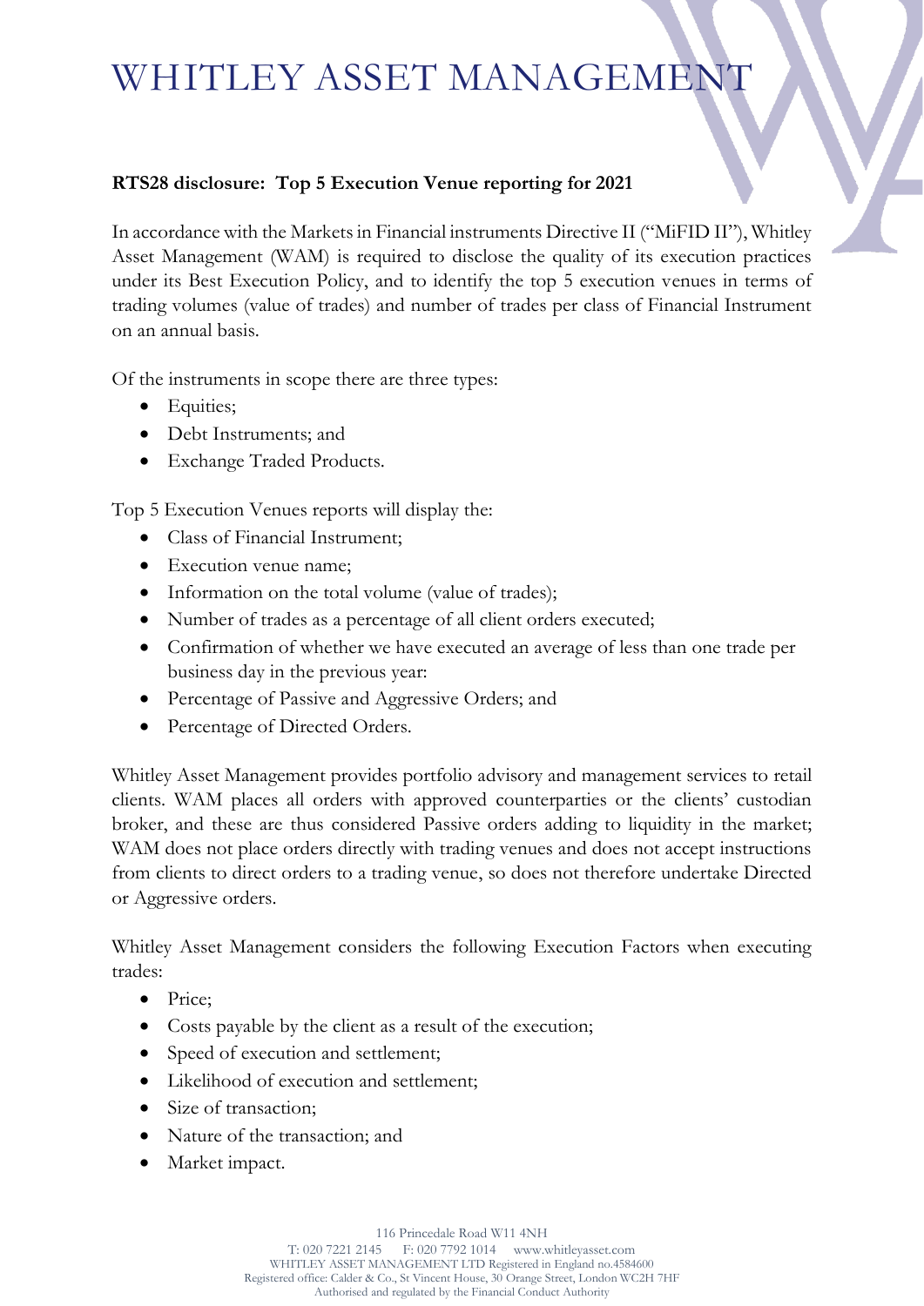# WHITLEY ASSET MANAGEMENT

**RTS28 disclosure: Top 5 Execution Venue reporting for 2021**

In accordance with the Markets in Financial instruments Directive II ("MiFID II"), Whitley Asset Management (WAM) is required to disclose the quality of its execution practices under its Best Execution Policy, and to identify the top 5 execution venues in terms of trading volumes (value of trades) and number of trades per class of Financial Instrument on an annual basis.

Of the instruments in scope there are three types:

- Equities;
- Debt Instruments; and
- Exchange Traded Products.

Top 5 Execution Venues reports will display the:

- Class of Financial Instrument;
- Execution venue name;
- Information on the total volume (value of trades);
- Number of trades as a percentage of all client orders executed;
- Confirmation of whether we have executed an average of less than one trade per business day in the previous year:
- Percentage of Passive and Aggressive Orders; and
- Percentage of Directed Orders.

Whitley Asset Management provides portfolio advisory and management services to retail clients. WAM places all orders with approved counterparties or the clients' custodian broker, and these are thus considered Passive orders adding to liquidity in the market; WAM does not place orders directly with trading venues and does not accept instructions from clients to direct orders to a trading venue, so does not therefore undertake Directed or Aggressive orders.

Whitley Asset Management considers the following Execution Factors when executing trades:

- Price;
- Costs payable by the client as a result of the execution;
- Speed of execution and settlement;
- Likelihood of execution and settlement;
- Size of transaction;
- Nature of the transaction; and
- Market impact.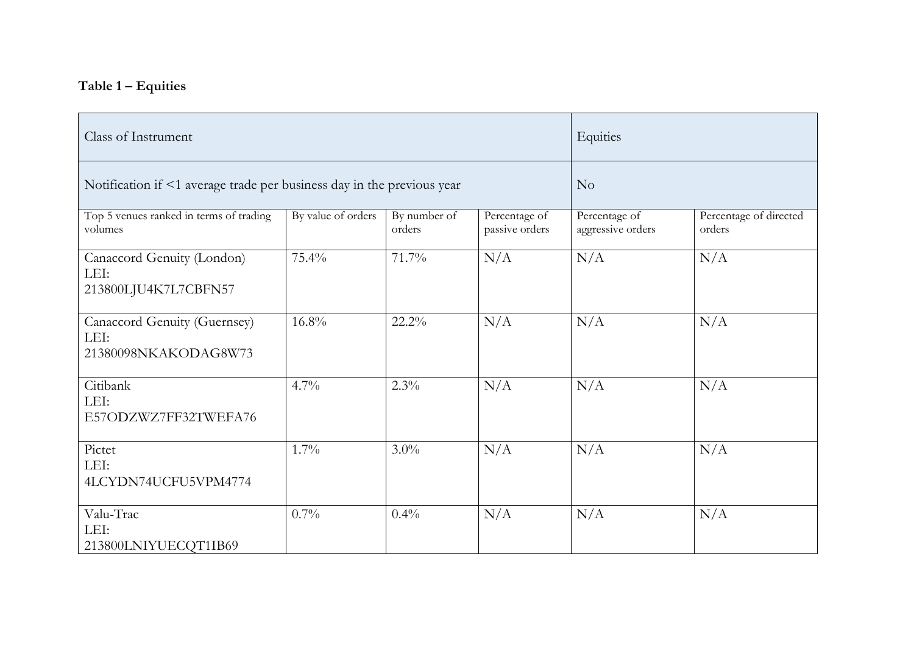**Table 1 – Equities**

| Class of Instrument | | | | Equities | |
|---|---|---|---|---|---|
| Notification if <1 average trade per business day in the previous year | | | | No | |
| Top 5 venues ranked in terms of trading volumes | By value of orders | By number of orders | Percentage of passive orders | Percentage of aggressive orders | Percentage of directed orders |
| Canaccord Genuity (London) LEI: 213800LJU4K7L7CBFN57 | 75.4% | 71.7% | N/A | N/A | N/A |
| Canaccord Genuity (Guernsey) LEI: 21380098NKAKODAG8W73 | 16.8% | 22.2% | N/A | N/A | N/A |
| Citibank LEI: E57ODZWZ7FF32TWEFA76 | 4.7% | 2.3% | N/A | N/A | N/A |
| Pictet LEI: 4LCYDN74UCFU5VPM4774 | 1.7% | 3.0% | N/A | N/A | N/A |
| Valu-Trac LEI: 213800LNIYUECQT1IB69 | 0.7% | 0.4% | N/A | N/A | N/A |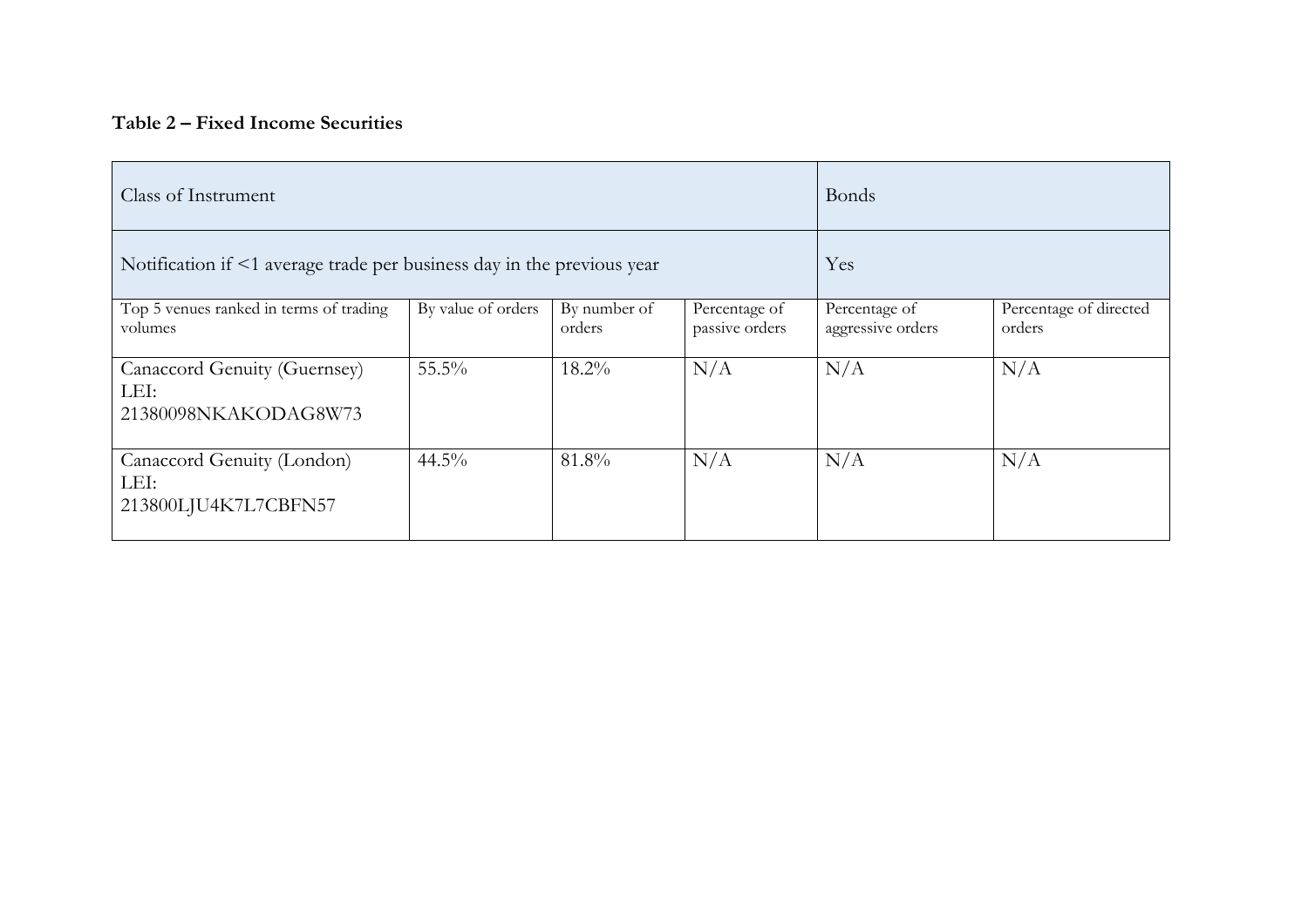**Table 2 – Fixed Income Securities**

| Class of Instrument | | | | Bonds | |
|---|---|---|---|---|---|
| Notification if <1 average trade per business day in the previous year | | | | Yes | |
| Top 5 venues ranked in terms of trading volumes | By value of orders | By number of orders | Percentage of passive orders | Percentage of aggressive orders | Percentage of directed orders |
| Canaccord Genuity (Guernsey) LEI: 21380098NKAKODAG8W73 | 55.5% | 18.2% | N/A | N/A | N/A |
| Canaccord Genuity (London) LEI: 213800LJU4K7L7CBFN57 | 44.5% | 81.8% | N/A | N/A | N/A |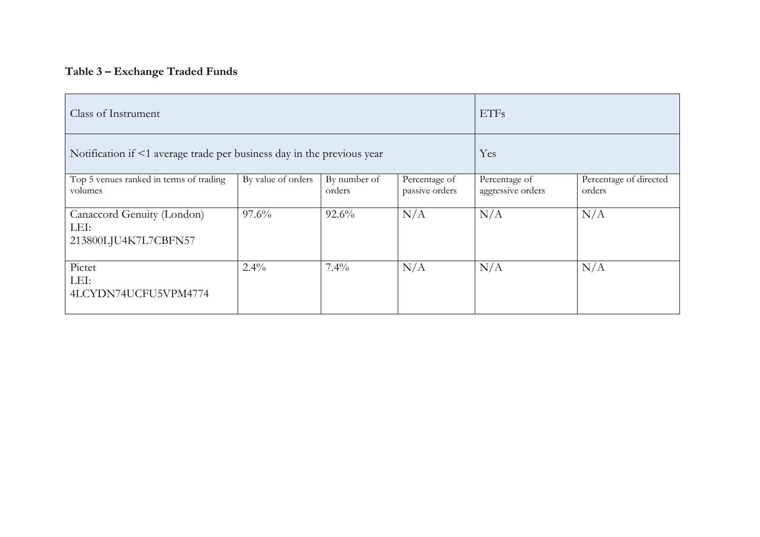**Table 3 – Exchange Traded Funds**

| Class of Instrument | | | | ETFs | |
|---|---|---|---|---|---|
| Notification if <1 average trade per business day in the previous year | | | | Yes | |
| Top 5 venues ranked in terms of trading volumes | By value of orders | By number of orders | Percentage of passive orders | Percentage of aggressive orders | Percentage of directed orders |
| Canaccord Genuity (London) LEI: 213800LJU4K7L7CBFN57 | 97.6% | 92.6% | N/A | N/A | N/A |
| Pictet LEI: 4LCYDN74UCFU5VPM4774 | 2.4% | 7.4% | N/A | N/A | N/A |